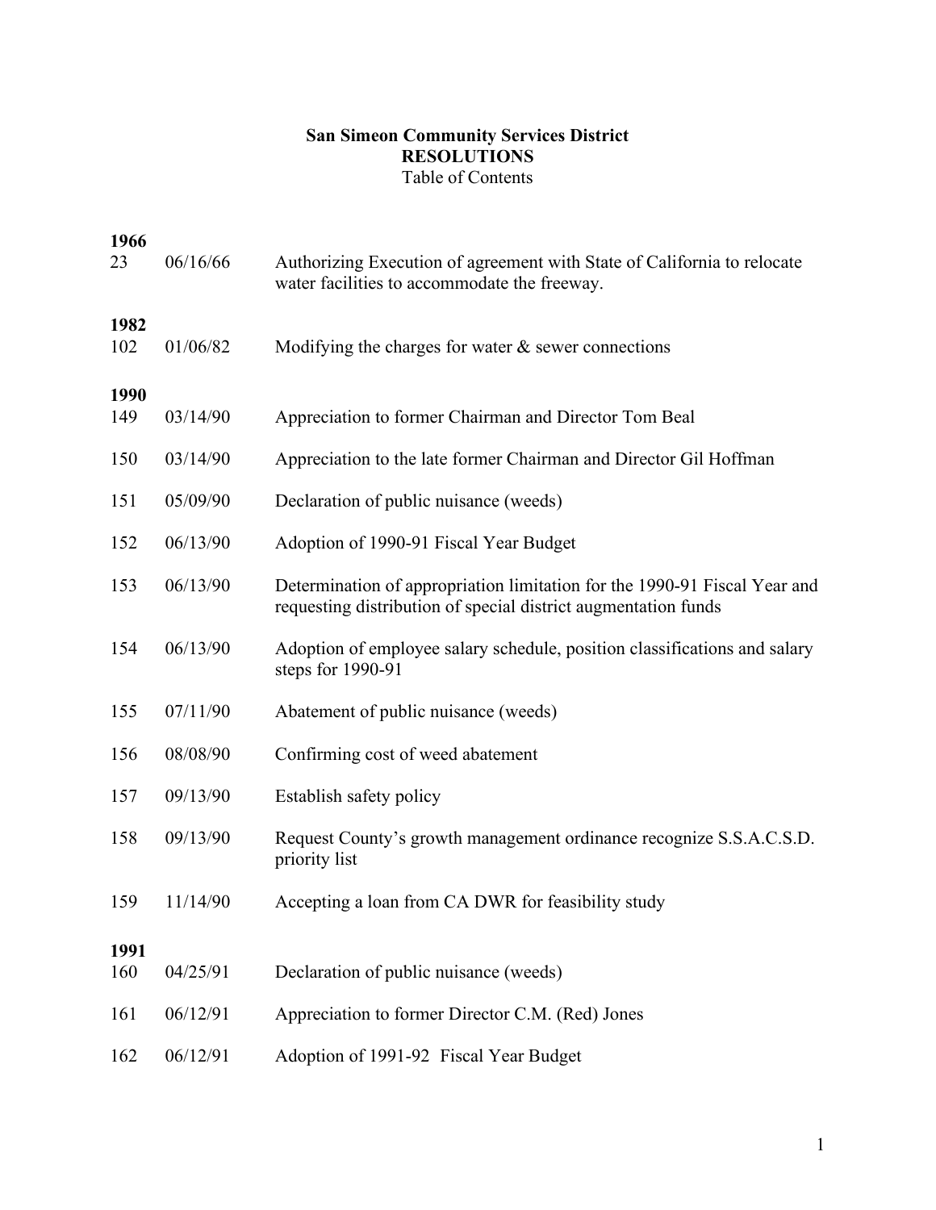# San Simeon Community Services District
## RESOLUTIONS
Table of Contents

**1966**

| | | |
|---|---|---|
| 23 | 06/16/66 | Authorizing Execution of agreement with State of California to relocate water facilities to accommodate the freeway. |

**1982**

| | | |
|---|---|---|
| 102 | 01/06/82 | Modifying the charges for water & sewer connections |

**1990**

| | | |
|---|---|---|
| 149 | 03/14/90 | Appreciation to former Chairman and Director Tom Beal |
| 150 | 03/14/90 | Appreciation to the late former Chairman and Director Gil Hoffman |
| 151 | 05/09/90 | Declaration of public nuisance (weeds) |
| 152 | 06/13/90 | Adoption of 1990-91 Fiscal Year Budget |
| 153 | 06/13/90 | Determination of appropriation limitation for the 1990-91 Fiscal Year and requesting distribution of special district augmentation funds |
| 154 | 06/13/90 | Adoption of employee salary schedule, position classifications and salary steps for 1990-91 |
| 155 | 07/11/90 | Abatement of public nuisance (weeds) |
| 156 | 08/08/90 | Confirming cost of weed abatement |
| 157 | 09/13/90 | Establish safety policy |
| 158 | 09/13/90 | Request County's growth management ordinance recognize S.S.A.C.S.D. priority list |
| 159 | 11/14/90 | Accepting a loan from CA DWR for feasibility study |

**1991**

| | | |
|---|---|---|
| 160 | 04/25/91 | Declaration of public nuisance (weeds) |
| 161 | 06/12/91 | Appreciation to former Director C.M. (Red) Jones |
| 162 | 06/12/91 | Adoption of 1991-92 Fiscal Year Budget |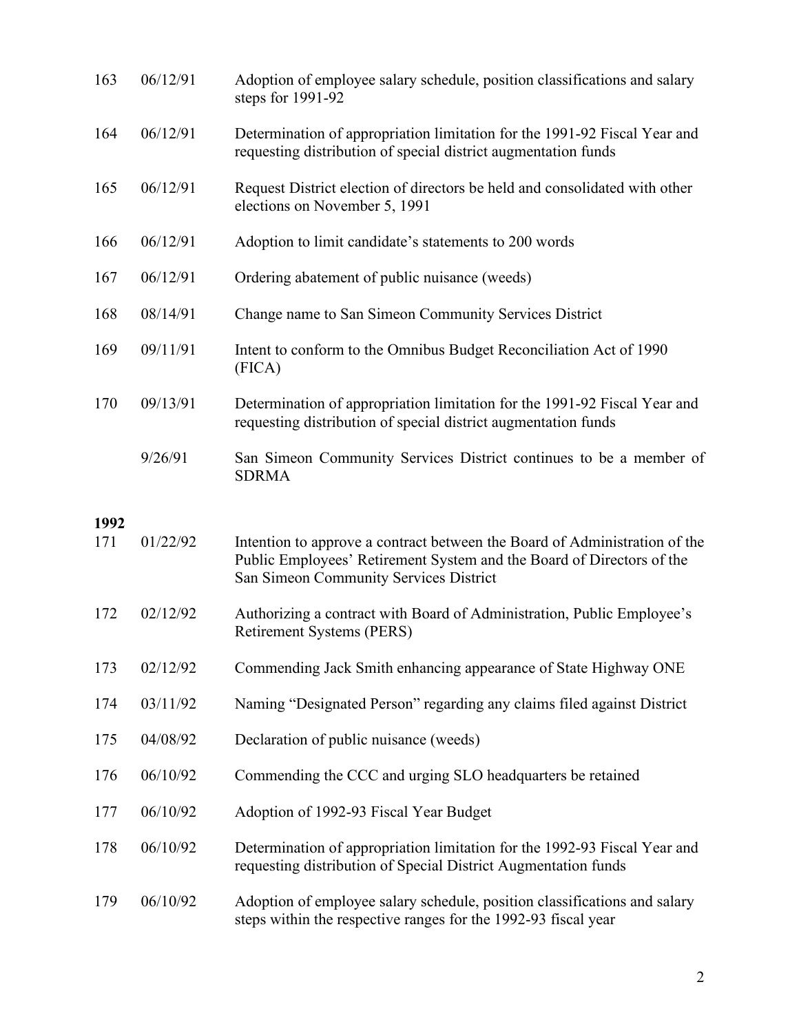| | | |
|---|---|---|
| 163 | 06/12/91 | Adoption of employee salary schedule, position classifications and salary steps for 1991-92 |
| 164 | 06/12/91 | Determination of appropriation limitation for the 1991-92 Fiscal Year and requesting distribution of special district augmentation funds |
| 165 | 06/12/91 | Request District election of directors be held and consolidated with other elections on November 5, 1991 |
| 166 | 06/12/91 | Adoption to limit candidate's statements to 200 words |
| 167 | 06/12/91 | Ordering abatement of public nuisance (weeds) |
| 168 | 08/14/91 | Change name to San Simeon Community Services District |
| 169 | 09/11/91 | Intent to conform to the Omnibus Budget Reconciliation Act of 1990 (FICA) |
| 170 | 09/13/91 | Determination of appropriation limitation for the 1991-92 Fiscal Year and requesting distribution of special district augmentation funds |
| | 9/26/91 | San Simeon Community Services District continues to be a member of SDRMA |

**1992**

| | | |
|---|---|---|
| 171 | 01/22/92 | Intention to approve a contract between the Board of Administration of the Public Employees' Retirement System and the Board of Directors of the San Simeon Community Services District |
| 172 | 02/12/92 | Authorizing a contract with Board of Administration, Public Employee's Retirement Systems (PERS) |
| 173 | 02/12/92 | Commending Jack Smith enhancing appearance of State Highway ONE |
| 174 | 03/11/92 | Naming "Designated Person" regarding any claims filed against District |
| 175 | 04/08/92 | Declaration of public nuisance (weeds) |
| 176 | 06/10/92 | Commending the CCC and urging SLO headquarters be retained |
| 177 | 06/10/92 | Adoption of 1992-93 Fiscal Year Budget |
| 178 | 06/10/92 | Determination of appropriation limitation for the 1992-93 Fiscal Year and requesting distribution of Special District Augmentation funds |
| 179 | 06/10/92 | Adoption of employee salary schedule, position classifications and salary steps within the respective ranges for the 1992-93 fiscal year |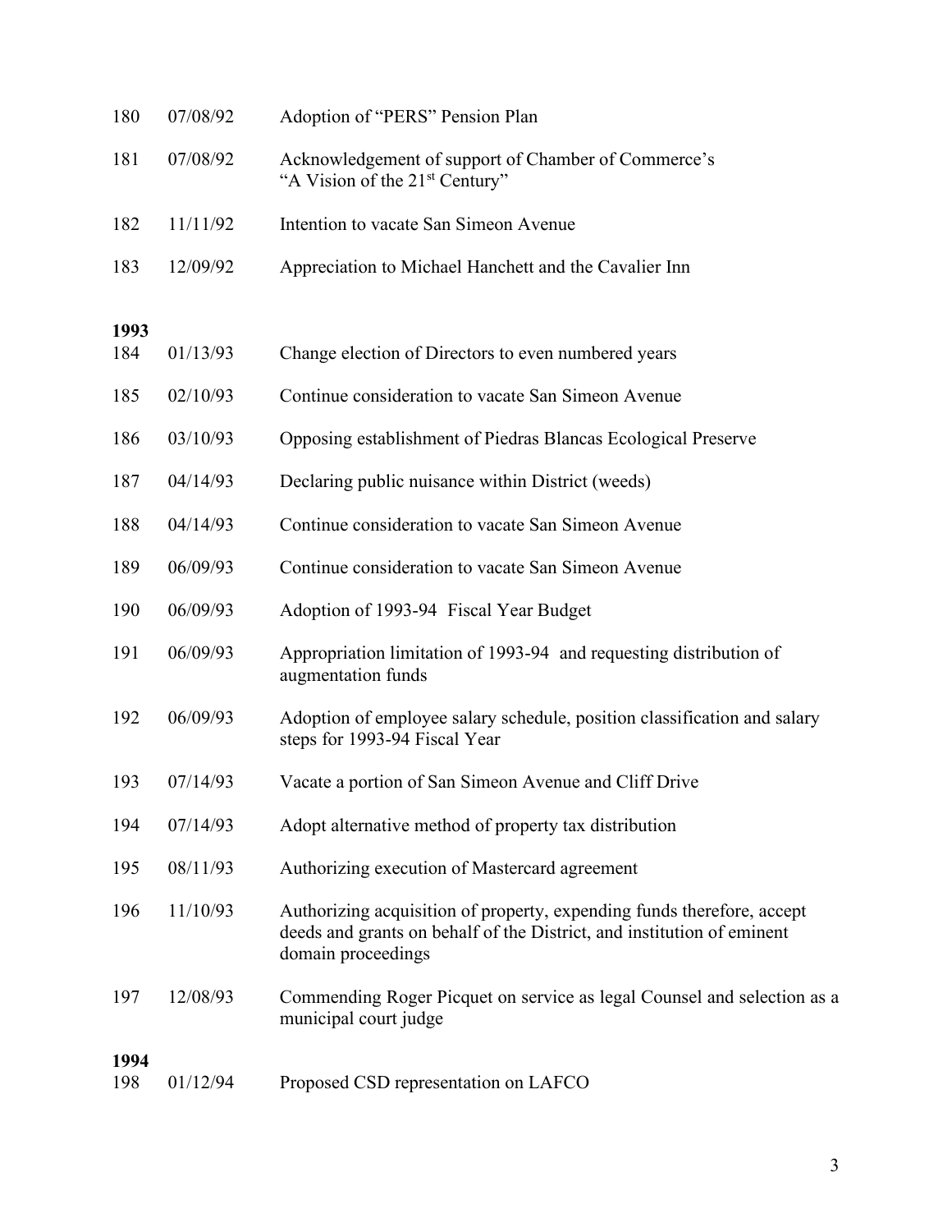| | | |
|---|---|---|
| 180 | 07/08/92 | Adoption of "PERS" Pension Plan |
| 181 | 07/08/92 | Acknowledgement of support of Chamber of Commerce's "A Vision of the 21st Century" |
| 182 | 11/11/92 | Intention to vacate San Simeon Avenue |
| 183 | 12/09/92 | Appreciation to Michael Hanchett and the Cavalier Inn |

**1993**

| | | |
|---|---|---|
| 184 | 01/13/93 | Change election of Directors to even numbered years |
| 185 | 02/10/93 | Continue consideration to vacate San Simeon Avenue |
| 186 | 03/10/93 | Opposing establishment of Piedras Blancas Ecological Preserve |
| 187 | 04/14/93 | Declaring public nuisance within District (weeds) |
| 188 | 04/14/93 | Continue consideration to vacate San Simeon Avenue |
| 189 | 06/09/93 | Continue consideration to vacate San Simeon Avenue |
| 190 | 06/09/93 | Adoption of 1993-94 Fiscal Year Budget |
| 191 | 06/09/93 | Appropriation limitation of 1993-94 and requesting distribution of augmentation funds |
| 192 | 06/09/93 | Adoption of employee salary schedule, position classification and salary steps for 1993-94 Fiscal Year |
| 193 | 07/14/93 | Vacate a portion of San Simeon Avenue and Cliff Drive |
| 194 | 07/14/93 | Adopt alternative method of property tax distribution |
| 195 | 08/11/93 | Authorizing execution of Mastercard agreement |
| 196 | 11/10/93 | Authorizing acquisition of property, expending funds therefore, accept deeds and grants on behalf of the District, and institution of eminent domain proceedings |
| 197 | 12/08/93 | Commending Roger Picquet on service as legal Counsel and selection as a municipal court judge |

**1994**

| | | |
|---|---|---|
| 198 | 01/12/94 | Proposed CSD representation on LAFCO |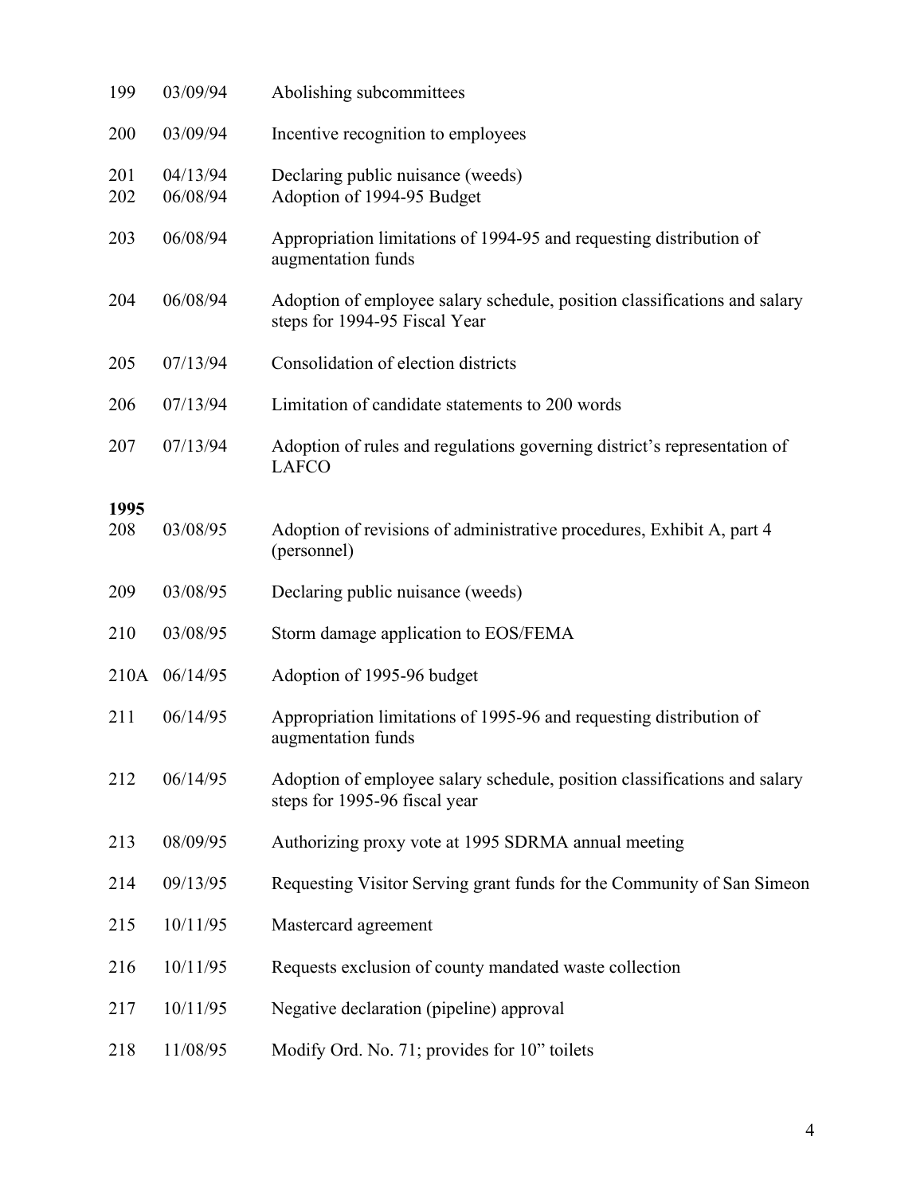| | | |
|---|---|---|
| 199 | 03/09/94 | Abolishing subcommittees |
| 200 | 03/09/94 | Incentive recognition to employees |
| 201 | 04/13/94 | Declaring public nuisance (weeds) |
| 202 | 06/08/94 | Adoption of 1994-95 Budget |
| 203 | 06/08/94 | Appropriation limitations of 1994-95 and requesting distribution of augmentation funds |
| 204 | 06/08/94 | Adoption of employee salary schedule, position classifications and salary steps for 1994-95 Fiscal Year |
| 205 | 07/13/94 | Consolidation of election districts |
| 206 | 07/13/94 | Limitation of candidate statements to 200 words |
| 207 | 07/13/94 | Adoption of rules and regulations governing district's representation of LAFCO |
| **1995** | | |
| 208 | 03/08/95 | Adoption of revisions of administrative procedures, Exhibit A, part 4 (personnel) |
| 209 | 03/08/95 | Declaring public nuisance (weeds) |
| 210 | 03/08/95 | Storm damage application to EOS/FEMA |
| 210A | 06/14/95 | Adoption of 1995-96 budget |
| 211 | 06/14/95 | Appropriation limitations of 1995-96 and requesting distribution of augmentation funds |
| 212 | 06/14/95 | Adoption of employee salary schedule, position classifications and salary steps for 1995-96 fiscal year |
| 213 | 08/09/95 | Authorizing proxy vote at 1995 SDRMA annual meeting |
| 214 | 09/13/95 | Requesting Visitor Serving grant funds for the Community of San Simeon |
| 215 | 10/11/95 | Mastercard agreement |
| 216 | 10/11/95 | Requests exclusion of county mandated waste collection |
| 217 | 10/11/95 | Negative declaration (pipeline) approval |
| 218 | 11/08/95 | Modify Ord. No. 71; provides for 10" toilets |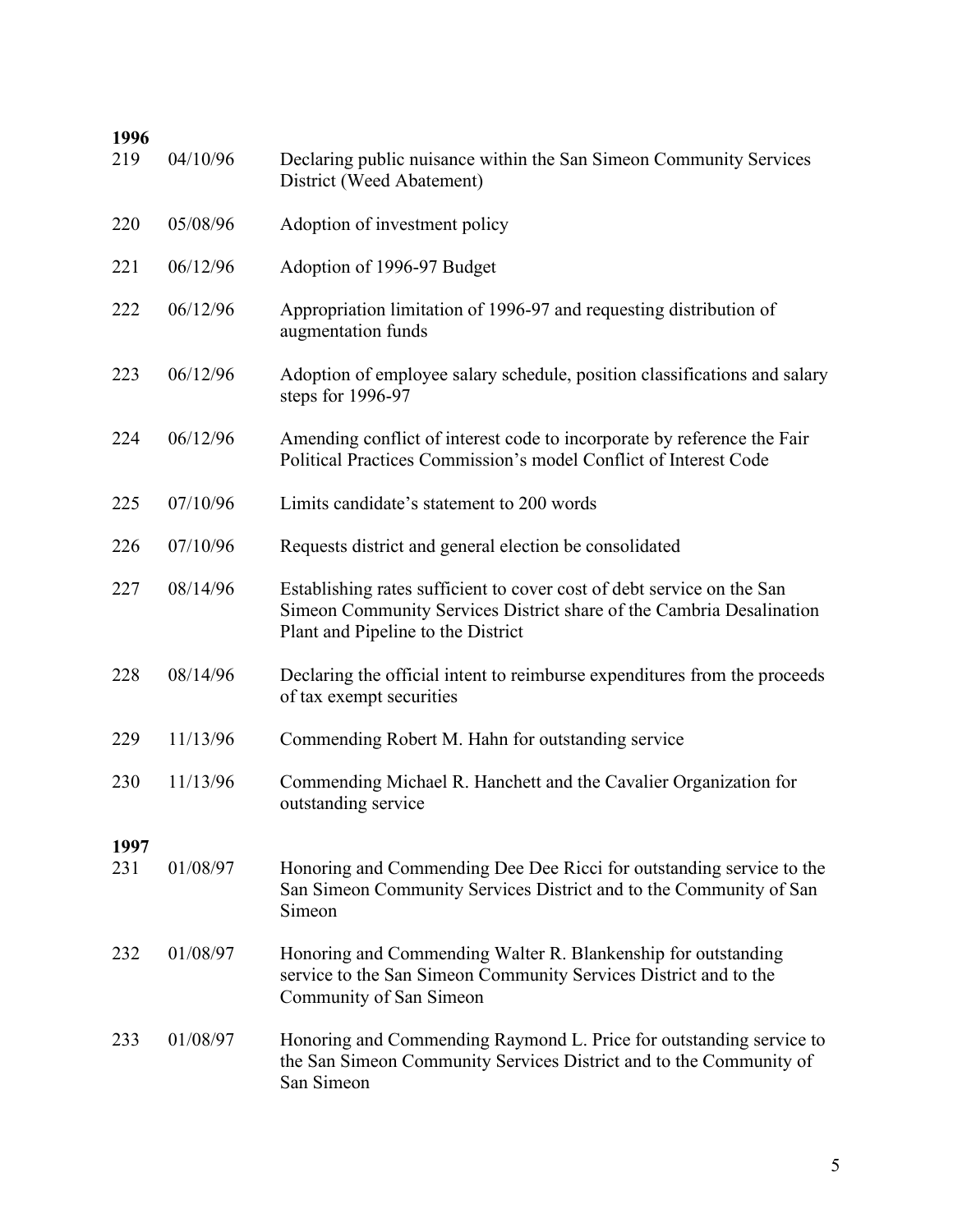**1996**

| | | |
|---|---|---|
| 219 | 04/10/96 | Declaring public nuisance within the San Simeon Community Services District (Weed Abatement) |
| 220 | 05/08/96 | Adoption of investment policy |
| 221 | 06/12/96 | Adoption of 1996-97 Budget |
| 222 | 06/12/96 | Appropriation limitation of 1996-97 and requesting distribution of augmentation funds |
| 223 | 06/12/96 | Adoption of employee salary schedule, position classifications and salary steps for 1996-97 |
| 224 | 06/12/96 | Amending conflict of interest code to incorporate by reference the Fair Political Practices Commission's model Conflict of Interest Code |
| 225 | 07/10/96 | Limits candidate's statement to 200 words |
| 226 | 07/10/96 | Requests district and general election be consolidated |
| 227 | 08/14/96 | Establishing rates sufficient to cover cost of debt service on the San Simeon Community Services District share of the Cambria Desalination Plant and Pipeline to the District |
| 228 | 08/14/96 | Declaring the official intent to reimburse expenditures from the proceeds of tax exempt securities |
| 229 | 11/13/96 | Commending Robert M. Hahn for outstanding service |
| 230 | 11/13/96 | Commending Michael R. Hanchett and the Cavalier Organization for outstanding service |

**1997**

| | | |
|---|---|---|
| 231 | 01/08/97 | Honoring and Commending Dee Dee Ricci for outstanding service to the San Simeon Community Services District and to the Community of San Simeon |
| 232 | 01/08/97 | Honoring and Commending Walter R. Blankenship for outstanding service to the San Simeon Community Services District and to the Community of San Simeon |
| 233 | 01/08/97 | Honoring and Commending Raymond L. Price for outstanding service to the San Simeon Community Services District and to the Community of San Simeon |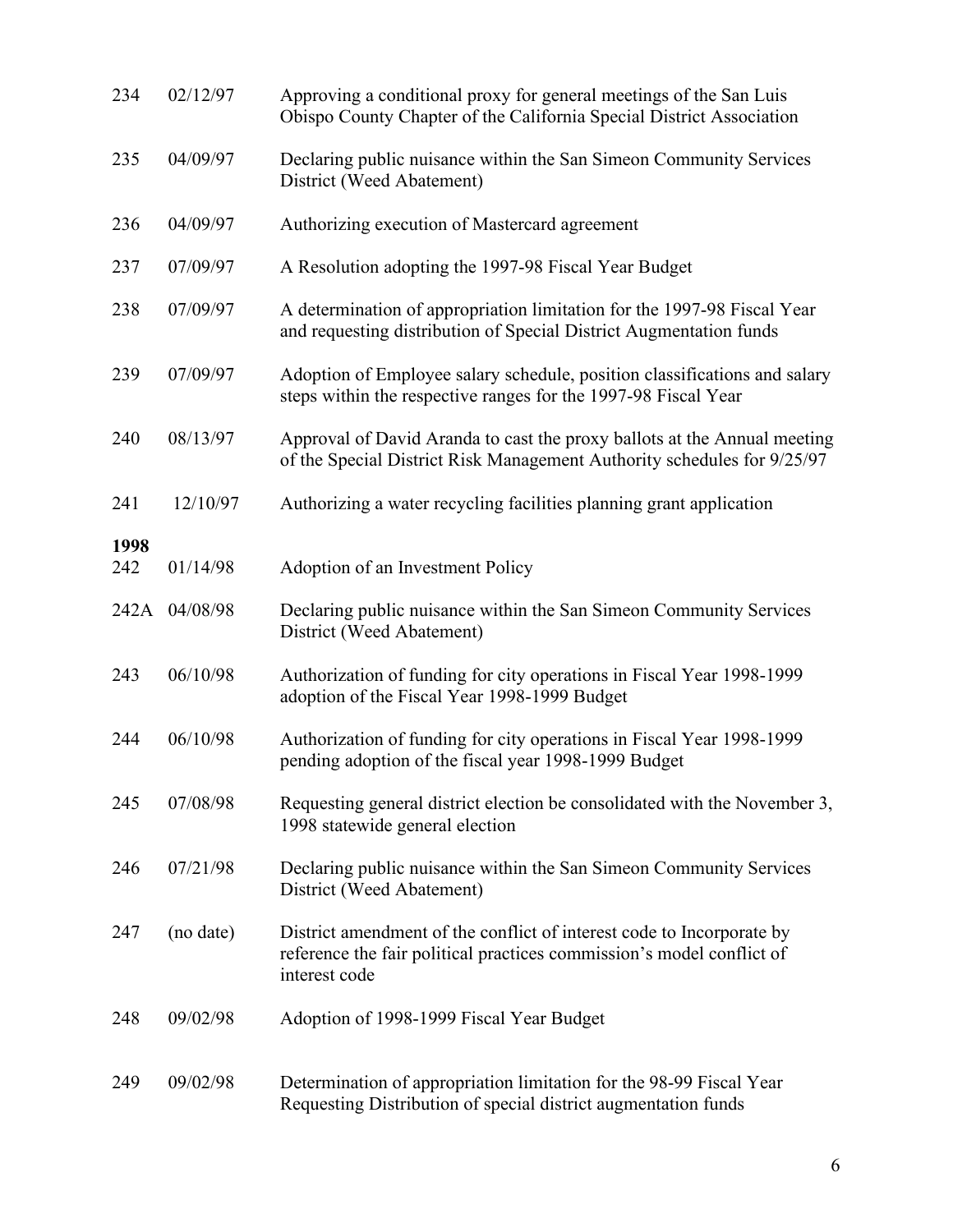| | | |
|---|---|---|
| 234 | 02/12/97 | Approving a conditional proxy for general meetings of the San Luis Obispo County Chapter of the California Special District Association |
| 235 | 04/09/97 | Declaring public nuisance within the San Simeon Community Services District (Weed Abatement) |
| 236 | 04/09/97 | Authorizing execution of Mastercard agreement |
| 237 | 07/09/97 | A Resolution adopting the 1997-98 Fiscal Year Budget |
| 238 | 07/09/97 | A determination of appropriation limitation for the 1997-98 Fiscal Year and requesting distribution of Special District Augmentation funds |
| 239 | 07/09/97 | Adoption of Employee salary schedule, position classifications and salary steps within the respective ranges for the 1997-98 Fiscal Year |
| 240 | 08/13/97 | Approval of David Aranda to cast the proxy ballots at the Annual meeting of the Special District Risk Management Authority schedules for 9/25/97 |
| 241 | 12/10/97 | Authorizing a water recycling facilities planning grant application |

**1998**

| | | |
|---|---|---|
| 242 | 01/14/98 | Adoption of an Investment Policy |
| 242A | 04/08/98 | Declaring public nuisance within the San Simeon Community Services District (Weed Abatement) |
| 243 | 06/10/98 | Authorization of funding for city operations in Fiscal Year 1998-1999 adoption of the Fiscal Year 1998-1999 Budget |
| 244 | 06/10/98 | Authorization of funding for city operations in Fiscal Year 1998-1999 pending adoption of the fiscal year 1998-1999 Budget |
| 245 | 07/08/98 | Requesting general district election be consolidated with the November 3, 1998 statewide general election |
| 246 | 07/21/98 | Declaring public nuisance within the San Simeon Community Services District (Weed Abatement) |
| 247 | (no date) | District amendment of the conflict of interest code to Incorporate by reference the fair political practices commission's model conflict of interest code |
| 248 | 09/02/98 | Adoption of 1998-1999 Fiscal Year Budget |
| 249 | 09/02/98 | Determination of appropriation limitation for the 98-99 Fiscal Year Requesting Distribution of special district augmentation funds |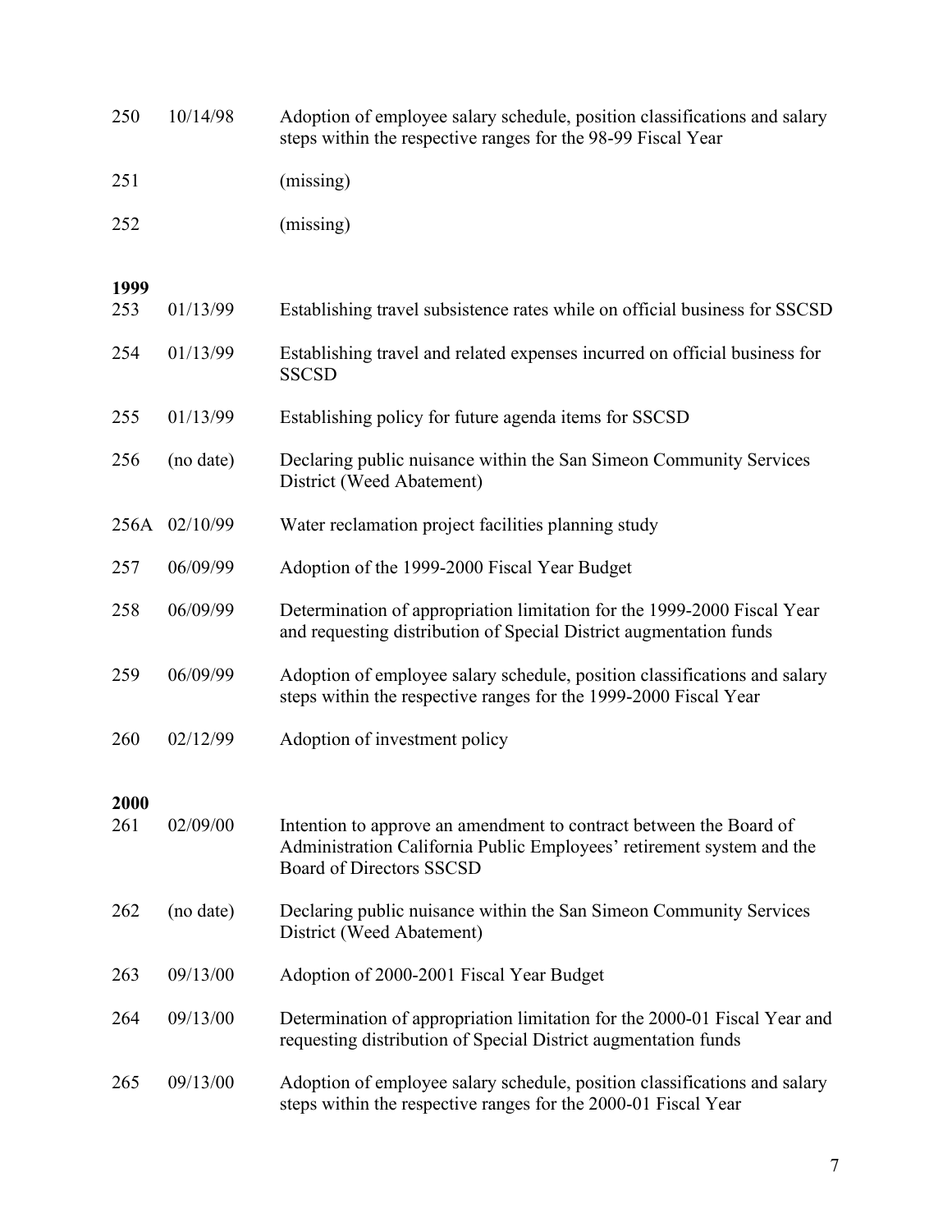| | | |
|---|---|---|
| 250 | 10/14/98 | Adoption of employee salary schedule, position classifications and salary steps within the respective ranges for the 98-99 Fiscal Year |
| 251 | | (missing) |
| 252 | | (missing) |

**1999**

| | | |
|---|---|---|
| 253 | 01/13/99 | Establishing travel subsistence rates while on official business for SSCSD |
| 254 | 01/13/99 | Establishing travel and related expenses incurred on official business for SSCSD |
| 255 | 01/13/99 | Establishing policy for future agenda items for SSCSD |
| 256 | (no date) | Declaring public nuisance within the San Simeon Community Services District (Weed Abatement) |
| 256A | 02/10/99 | Water reclamation project facilities planning study |
| 257 | 06/09/99 | Adoption of the 1999-2000 Fiscal Year Budget |
| 258 | 06/09/99 | Determination of appropriation limitation for the 1999-2000 Fiscal Year and requesting distribution of Special District augmentation funds |
| 259 | 06/09/99 | Adoption of employee salary schedule, position classifications and salary steps within the respective ranges for the 1999-2000 Fiscal Year |
| 260 | 02/12/99 | Adoption of investment policy |

**2000**

| | | |
|---|---|---|
| 261 | 02/09/00 | Intention to approve an amendment to contract between the Board of Administration California Public Employees' retirement system and the Board of Directors SSCSD |
| 262 | (no date) | Declaring public nuisance within the San Simeon Community Services District (Weed Abatement) |
| 263 | 09/13/00 | Adoption of 2000-2001 Fiscal Year Budget |
| 264 | 09/13/00 | Determination of appropriation limitation for the 2000-01 Fiscal Year and requesting distribution of Special District augmentation funds |
| 265 | 09/13/00 | Adoption of employee salary schedule, position classifications and salary steps within the respective ranges for the 2000-01 Fiscal Year |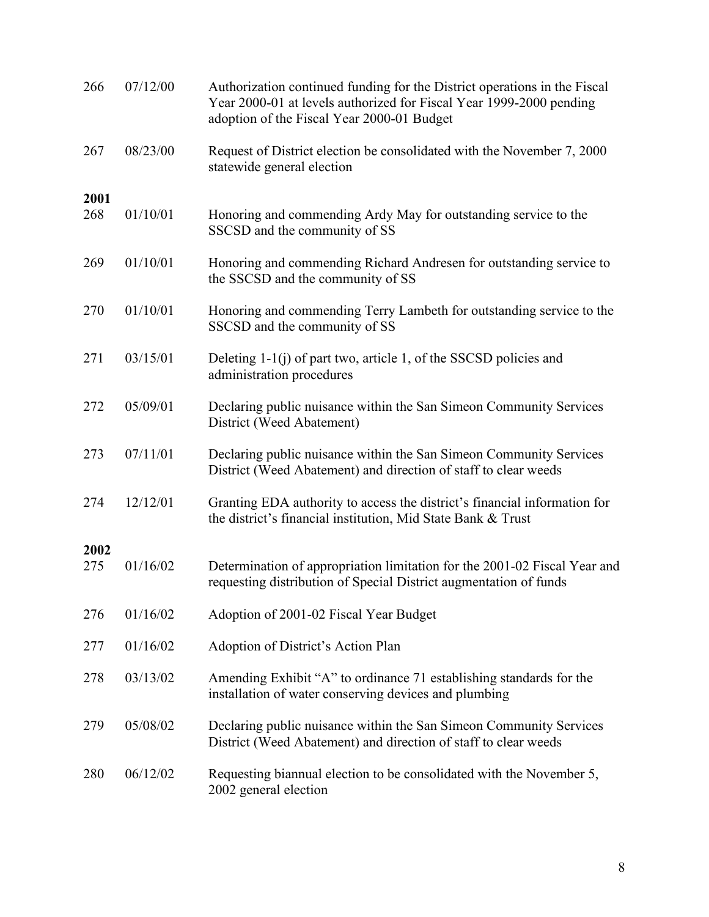266 07/12/00 Authorization continued funding for the District operations in the Fiscal Year 2000-01 at levels authorized for Fiscal Year 1999-2000 pending adoption of the Fiscal Year 2000-01 Budget

267 08/23/00 Request of District election be consolidated with the November 7, 2000 statewide general election

**2001**

268 01/10/01 Honoring and commending Ardy May for outstanding service to the SSCSD and the community of SS

269 01/10/01 Honoring and commending Richard Andresen for outstanding service to the SSCSD and the community of SS

270 01/10/01 Honoring and commending Terry Lambeth for outstanding service to the SSCSD and the community of SS

271 03/15/01 Deleting 1-1(j) of part two, article 1, of the SSCSD policies and administration procedures

272 05/09/01 Declaring public nuisance within the San Simeon Community Services District (Weed Abatement)

273 07/11/01 Declaring public nuisance within the San Simeon Community Services District (Weed Abatement) and direction of staff to clear weeds

274 12/12/01 Granting EDA authority to access the district's financial information for the district's financial institution, Mid State Bank & Trust

**2002**

275 01/16/02 Determination of appropriation limitation for the 2001-02 Fiscal Year and requesting distribution of Special District augmentation of funds

276 01/16/02 Adoption of 2001-02 Fiscal Year Budget

277 01/16/02 Adoption of District's Action Plan

278 03/13/02 Amending Exhibit "A" to ordinance 71 establishing standards for the installation of water conserving devices and plumbing

279 05/08/02 Declaring public nuisance within the San Simeon Community Services District (Weed Abatement) and direction of staff to clear weeds

280 06/12/02 Requesting biannual election to be consolidated with the November 5, 2002 general election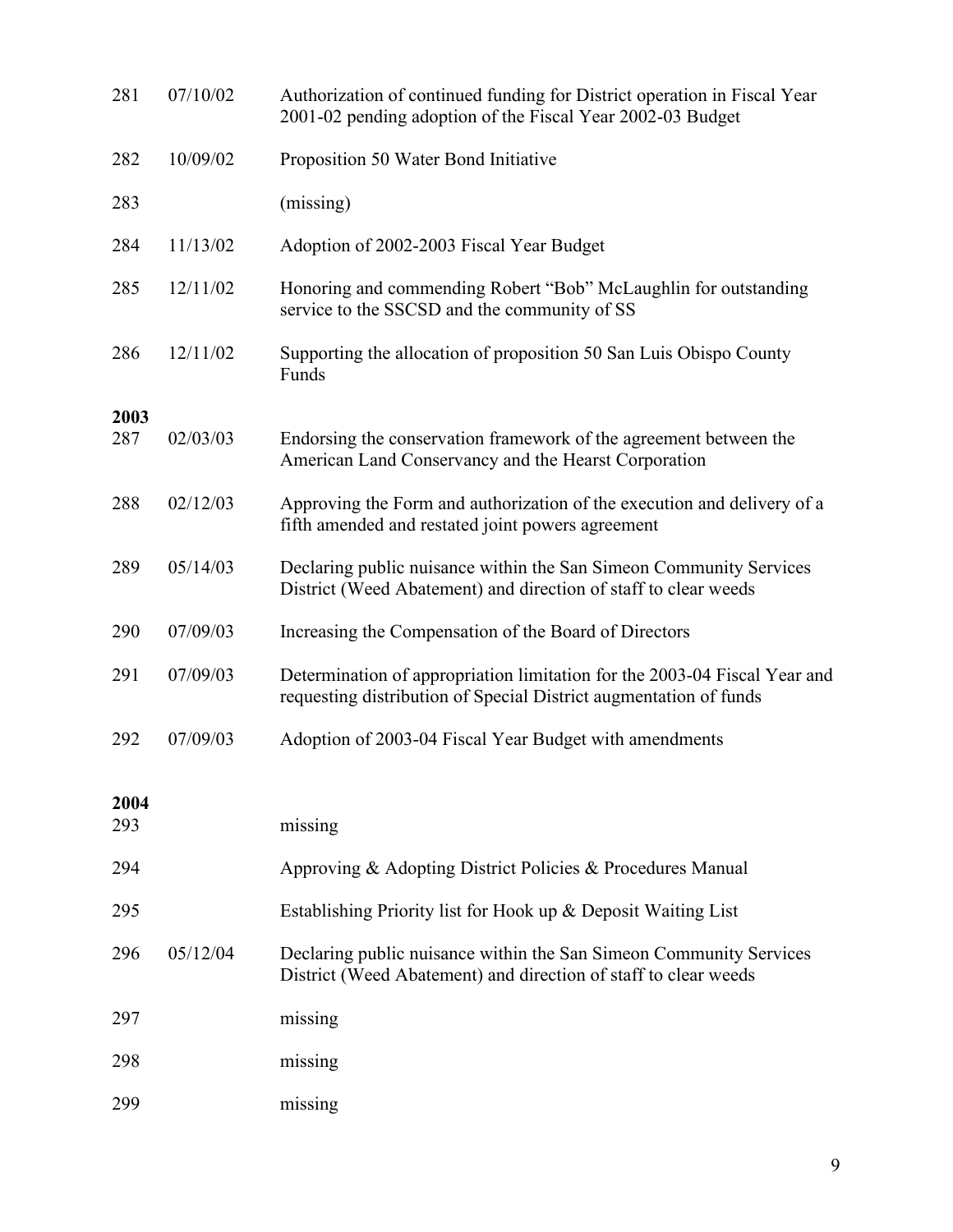| | | |
|---|---|---|
| 281 | 07/10/02 | Authorization of continued funding for District operation in Fiscal Year 2001-02 pending adoption of the Fiscal Year 2002-03 Budget |
| 282 | 10/09/02 | Proposition 50 Water Bond Initiative |
| 283 | | (missing) |
| 284 | 11/13/02 | Adoption of 2002-2003 Fiscal Year Budget |
| 285 | 12/11/02 | Honoring and commending Robert "Bob" McLaughlin for outstanding service to the SSCSD and the community of SS |
| 286 | 12/11/02 | Supporting the allocation of proposition 50 San Luis Obispo County Funds |
| **2003** | | |
| 287 | 02/03/03 | Endorsing the conservation framework of the agreement between the American Land Conservancy and the Hearst Corporation |
| 288 | 02/12/03 | Approving the Form and authorization of the execution and delivery of a fifth amended and restated joint powers agreement |
| 289 | 05/14/03 | Declaring public nuisance within the San Simeon Community Services District (Weed Abatement) and direction of staff to clear weeds |
| 290 | 07/09/03 | Increasing the Compensation of the Board of Directors |
| 291 | 07/09/03 | Determination of appropriation limitation for the 2003-04 Fiscal Year and requesting distribution of Special District augmentation of funds |
| 292 | 07/09/03 | Adoption of 2003-04 Fiscal Year Budget with amendments |
| **2004** | | |
| 293 | | missing |
| 294 | | Approving & Adopting District Policies & Procedures Manual |
| 295 | | Establishing Priority list for Hook up & Deposit Waiting List |
| 296 | 05/12/04 | Declaring public nuisance within the San Simeon Community Services District (Weed Abatement) and direction of staff to clear weeds |
| 297 | | missing |
| 298 | | missing |
| 299 | | missing |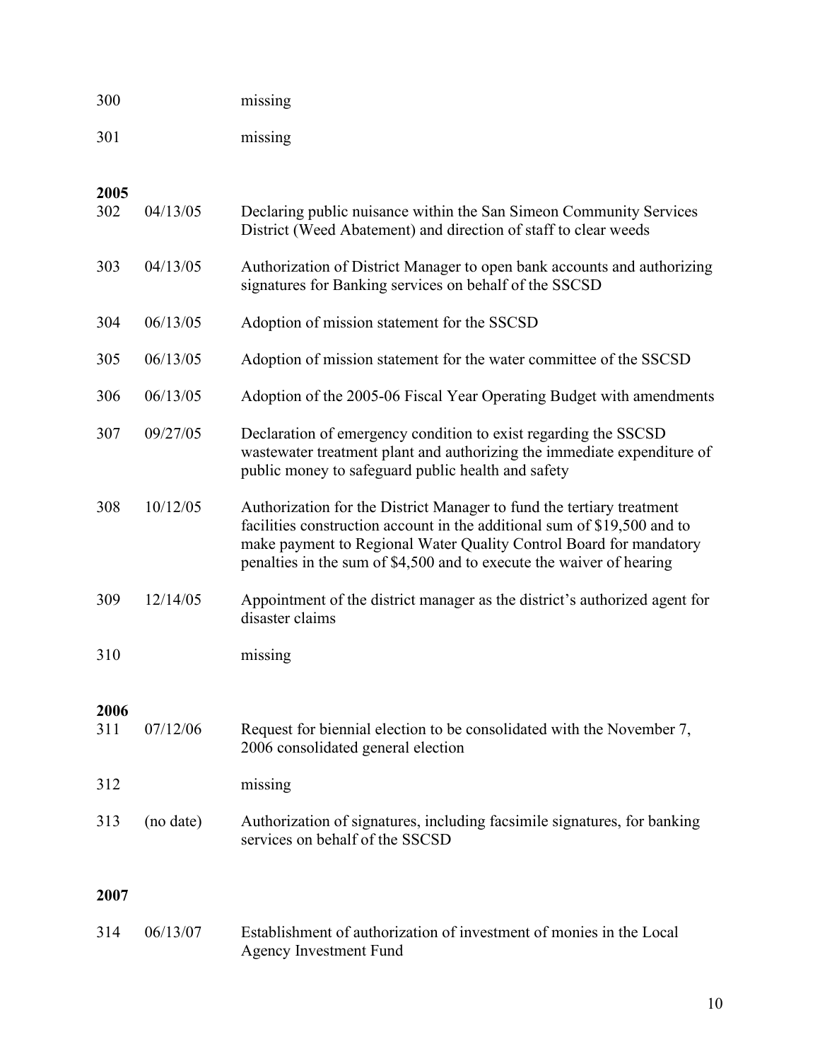| | | |
|---|---|---|
| 300 | | missing |
| 301 | | missing |

**2005**

| | | |
|---|---|---|
| 302 | 04/13/05 | Declaring public nuisance within the San Simeon Community Services District (Weed Abatement) and direction of staff to clear weeds |
| 303 | 04/13/05 | Authorization of District Manager to open bank accounts and authorizing signatures for Banking services on behalf of the SSCSD |
| 304 | 06/13/05 | Adoption of mission statement for the SSCSD |
| 305 | 06/13/05 | Adoption of mission statement for the water committee of the SSCSD |
| 306 | 06/13/05 | Adoption of the 2005-06 Fiscal Year Operating Budget with amendments |
| 307 | 09/27/05 | Declaration of emergency condition to exist regarding the SSCSD wastewater treatment plant and authorizing the immediate expenditure of public money to safeguard public health and safety |
| 308 | 10/12/05 | Authorization for the District Manager to fund the tertiary treatment facilities construction account in the additional sum of $19,500 and to make payment to Regional Water Quality Control Board for mandatory penalties in the sum of $4,500 and to execute the waiver of hearing |
| 309 | 12/14/05 | Appointment of the district manager as the district's authorized agent for disaster claims |
| 310 | | missing |

**2006**

| | | |
|---|---|---|
| 311 | 07/12/06 | Request for biennial election to be consolidated with the November 7, 2006 consolidated general election |
| 312 | | missing |
| 313 | (no date) | Authorization of signatures, including facsimile signatures, for banking services on behalf of the SSCSD |

**2007**

| | | |
|---|---|---|
| 314 | 06/13/07 | Establishment of authorization of investment of monies in the Local Agency Investment Fund |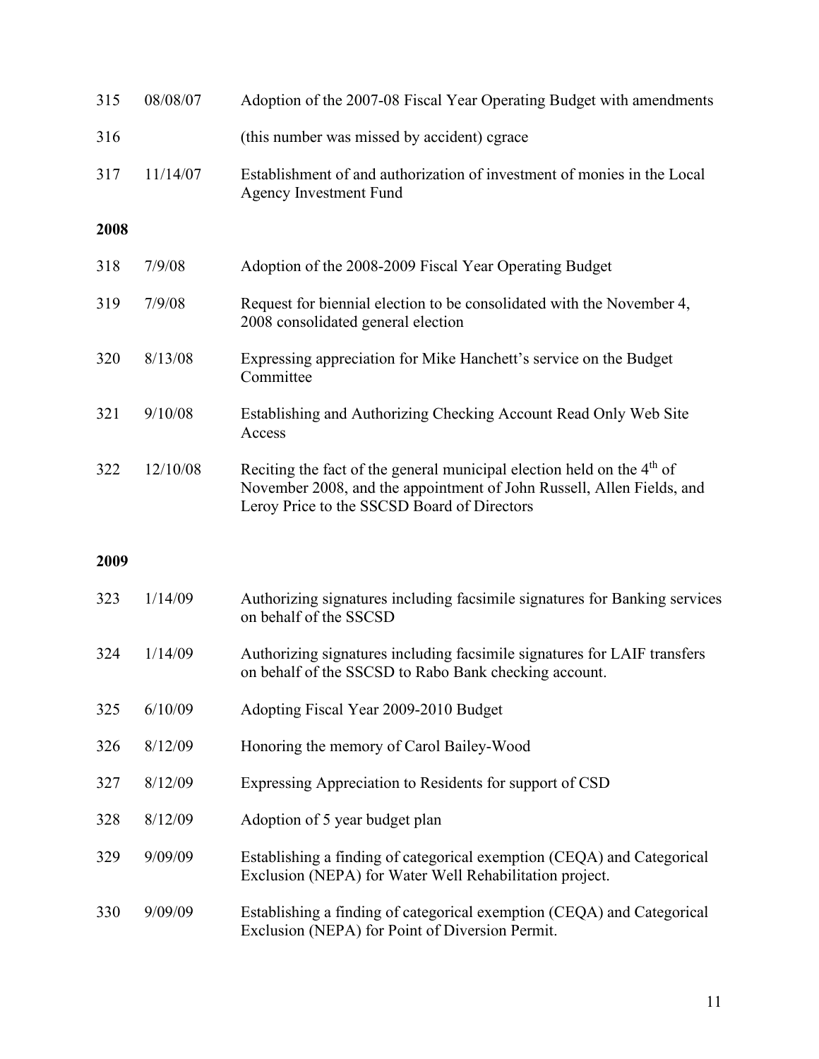| | | |
|---|---|---|
| 315 | 08/08/07 | Adoption of the 2007-08 Fiscal Year Operating Budget with amendments |
| 316 | | (this number was missed by accident) cgrace |
| 317 | 11/14/07 | Establishment of and authorization of investment of monies in the Local Agency Investment Fund |

**2008**

| | | |
|---|---|---|
| 318 | 7/9/08 | Adoption of the 2008-2009 Fiscal Year Operating Budget |
| 319 | 7/9/08 | Request for biennial election to be consolidated with the November 4, 2008 consolidated general election |
| 320 | 8/13/08 | Expressing appreciation for Mike Hanchett's service on the Budget Committee |
| 321 | 9/10/08 | Establishing and Authorizing Checking Account Read Only Web Site Access |
| 322 | 12/10/08 | Reciting the fact of the general municipal election held on the 4th of November 2008, and the appointment of John Russell, Allen Fields, and Leroy Price to the SSCSD Board of Directors |

**2009**

| | | |
|---|---|---|
| 323 | 1/14/09 | Authorizing signatures including facsimile signatures for Banking services on behalf of the SSCSD |
| 324 | 1/14/09 | Authorizing signatures including facsimile signatures for LAIF transfers on behalf of the SSCSD to Rabo Bank checking account. |
| 325 | 6/10/09 | Adopting Fiscal Year 2009-2010 Budget |
| 326 | 8/12/09 | Honoring the memory of Carol Bailey-Wood |
| 327 | 8/12/09 | Expressing Appreciation to Residents for support of CSD |
| 328 | 8/12/09 | Adoption of 5 year budget plan |
| 329 | 9/09/09 | Establishing a finding of categorical exemption (CEQA) and Categorical Exclusion (NEPA) for Water Well Rehabilitation project. |
| 330 | 9/09/09 | Establishing a finding of categorical exemption (CEQA) and Categorical Exclusion (NEPA) for Point of Diversion Permit. |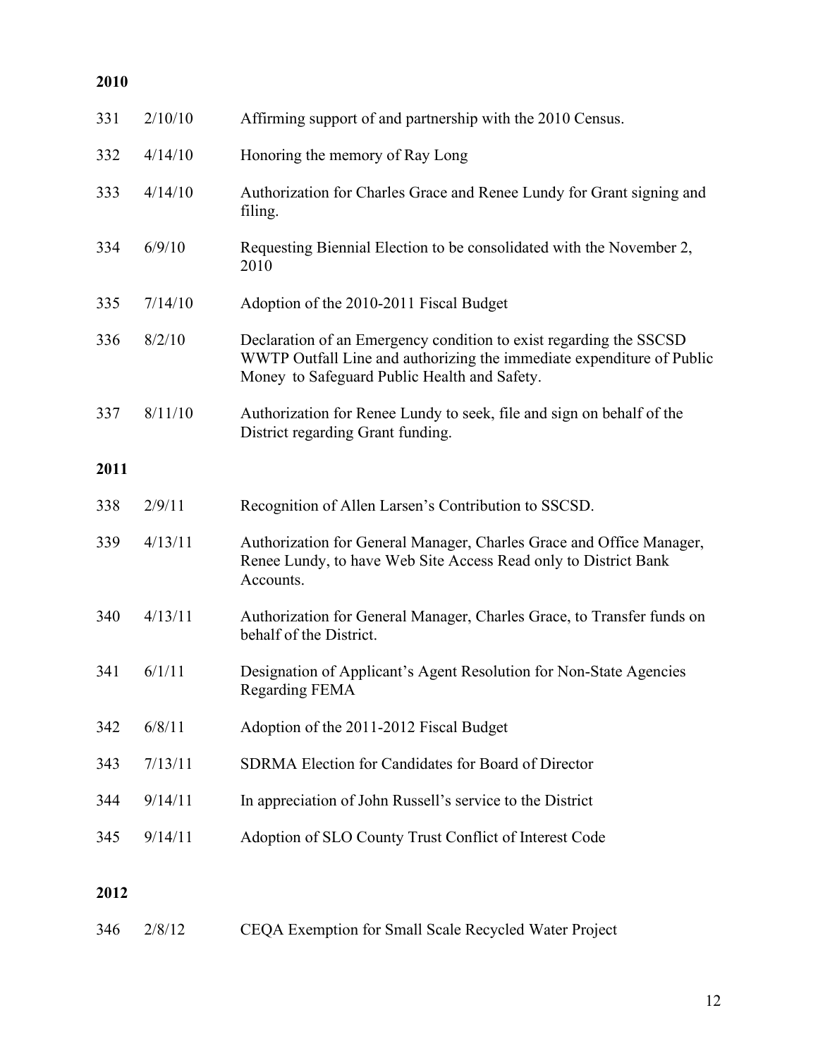**2010**

| | | |
|---|---|---|
| 331 | 2/10/10 | Affirming support of and partnership with the 2010 Census. |
| 332 | 4/14/10 | Honoring the memory of Ray Long |
| 333 | 4/14/10 | Authorization for Charles Grace and Renee Lundy for Grant signing and filing. |
| 334 | 6/9/10 | Requesting Biennial Election to be consolidated with the November 2, 2010 |
| 335 | 7/14/10 | Adoption of the 2010-2011 Fiscal Budget |
| 336 | 8/2/10 | Declaration of an Emergency condition to exist regarding the SSCSD WWTP Outfall Line and authorizing the immediate expenditure of Public Money to Safeguard Public Health and Safety. |
| 337 | 8/11/10 | Authorization for Renee Lundy to seek, file and sign on behalf of the District regarding Grant funding. |

**2011**

| | | |
|---|---|---|
| 338 | 2/9/11 | Recognition of Allen Larsen's Contribution to SSCSD. |
| 339 | 4/13/11 | Authorization for General Manager, Charles Grace and Office Manager, Renee Lundy, to have Web Site Access Read only to District Bank Accounts. |
| 340 | 4/13/11 | Authorization for General Manager, Charles Grace, to Transfer funds on behalf of the District. |
| 341 | 6/1/11 | Designation of Applicant's Agent Resolution for Non-State Agencies Regarding FEMA |
| 342 | 6/8/11 | Adoption of the 2011-2012 Fiscal Budget |
| 343 | 7/13/11 | SDRMA Election for Candidates for Board of Director |
| 344 | 9/14/11 | In appreciation of John Russell's service to the District |
| 345 | 9/14/11 | Adoption of SLO County Trust Conflict of Interest Code |

**2012**

| | | |
|---|---|---|
| 346 | 2/8/12 | CEQA Exemption for Small Scale Recycled Water Project |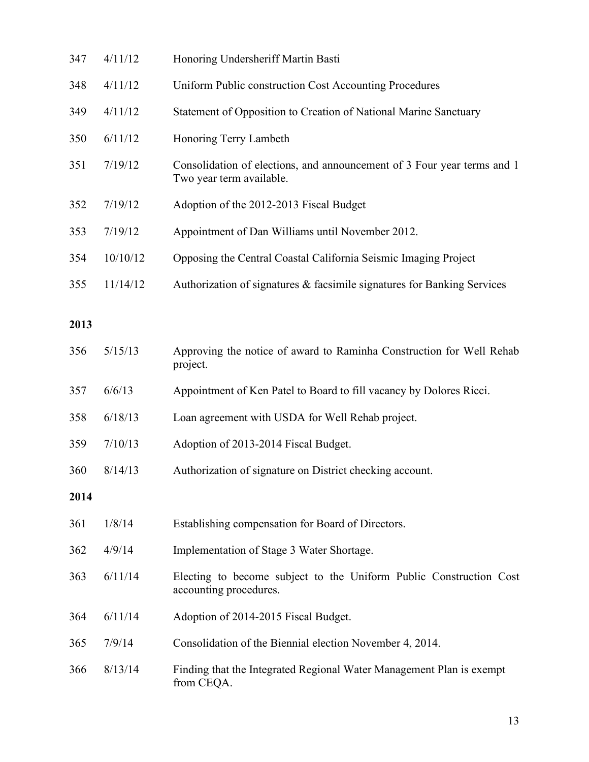| | | |
|---|---|---|
| 347 | 4/11/12 | Honoring Undersheriff Martin Basti |
| 348 | 4/11/12 | Uniform Public construction Cost Accounting Procedures |
| 349 | 4/11/12 | Statement of Opposition to Creation of National Marine Sanctuary |
| 350 | 6/11/12 | Honoring Terry Lambeth |
| 351 | 7/19/12 | Consolidation of elections, and announcement of 3 Four year terms and 1 Two year term available. |
| 352 | 7/19/12 | Adoption of the 2012-2013 Fiscal Budget |
| 353 | 7/19/12 | Appointment of Dan Williams until November 2012. |
| 354 | 10/10/12 | Opposing the Central Coastal California Seismic Imaging Project |
| 355 | 11/14/12 | Authorization of signatures & facsimile signatures for Banking Services |

**2013**

| | | |
|---|---|---|
| 356 | 5/15/13 | Approving the notice of award to Raminha Construction for Well Rehab project. |
| 357 | 6/6/13 | Appointment of Ken Patel to Board to fill vacancy by Dolores Ricci. |
| 358 | 6/18/13 | Loan agreement with USDA for Well Rehab project. |
| 359 | 7/10/13 | Adoption of 2013-2014 Fiscal Budget. |
| 360 | 8/14/13 | Authorization of signature on District checking account. |

**2014**

| | | |
|---|---|---|
| 361 | 1/8/14 | Establishing compensation for Board of Directors. |
| 362 | 4/9/14 | Implementation of Stage 3 Water Shortage. |
| 363 | 6/11/14 | Electing to become subject to the Uniform Public Construction Cost accounting procedures. |
| 364 | 6/11/14 | Adoption of 2014-2015 Fiscal Budget. |
| 365 | 7/9/14 | Consolidation of the Biennial election November 4, 2014. |
| 366 | 8/13/14 | Finding that the Integrated Regional Water Management Plan is exempt from CEQA. |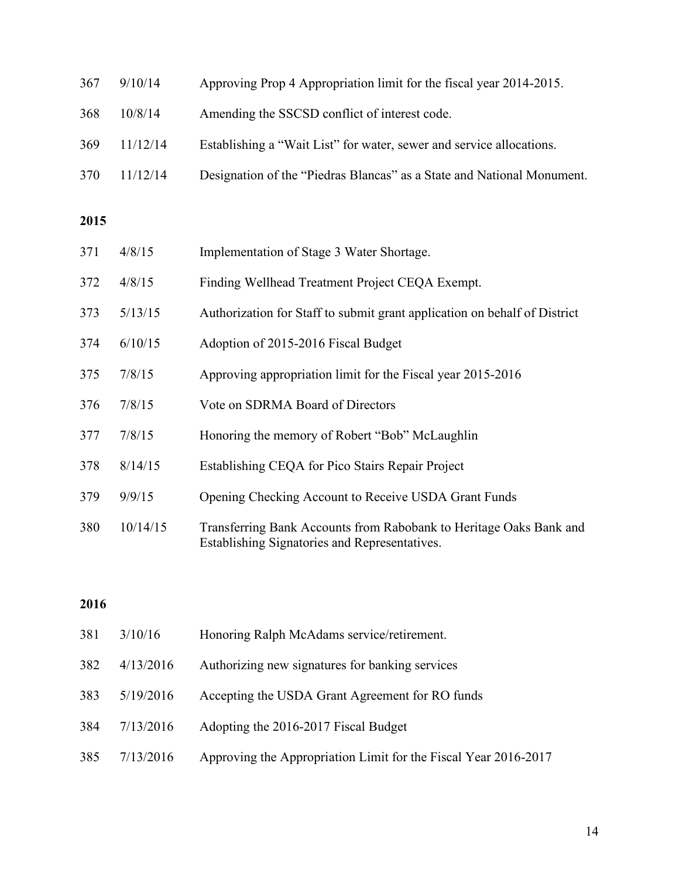| | | |
|---|---|---|
| 367 | 9/10/14 | Approving Prop 4 Appropriation limit for the fiscal year 2014-2015. |
| 368 | 10/8/14 | Amending the SSCSD conflict of interest code. |
| 369 | 11/12/14 | Establishing a "Wait List" for water, sewer and service allocations. |
| 370 | 11/12/14 | Designation of the "Piedras Blancas" as a State and National Monument. |

**2015**

| | | |
|---|---|---|
| 371 | 4/8/15 | Implementation of Stage 3 Water Shortage. |
| 372 | 4/8/15 | Finding Wellhead Treatment Project CEQA Exempt. |
| 373 | 5/13/15 | Authorization for Staff to submit grant application on behalf of District |
| 374 | 6/10/15 | Adoption of 2015-2016 Fiscal Budget |
| 375 | 7/8/15 | Approving appropriation limit for the Fiscal year 2015-2016 |
| 376 | 7/8/15 | Vote on SDRMA Board of Directors |
| 377 | 7/8/15 | Honoring the memory of Robert "Bob" McLaughlin |
| 378 | 8/14/15 | Establishing CEQA for Pico Stairs Repair Project |
| 379 | 9/9/15 | Opening Checking Account to Receive USDA Grant Funds |
| 380 | 10/14/15 | Transferring Bank Accounts from Rabobank to Heritage Oaks Bank and Establishing Signatories and Representatives. |

**2016**

| | | |
|---|---|---|
| 381 | 3/10/16 | Honoring Ralph McAdams service/retirement. |
| 382 | 4/13/2016 | Authorizing new signatures for banking services |
| 383 | 5/19/2016 | Accepting the USDA Grant Agreement for RO funds |
| 384 | 7/13/2016 | Adopting the 2016-2017 Fiscal Budget |
| 385 | 7/13/2016 | Approving the Appropriation Limit for the Fiscal Year 2016-2017 |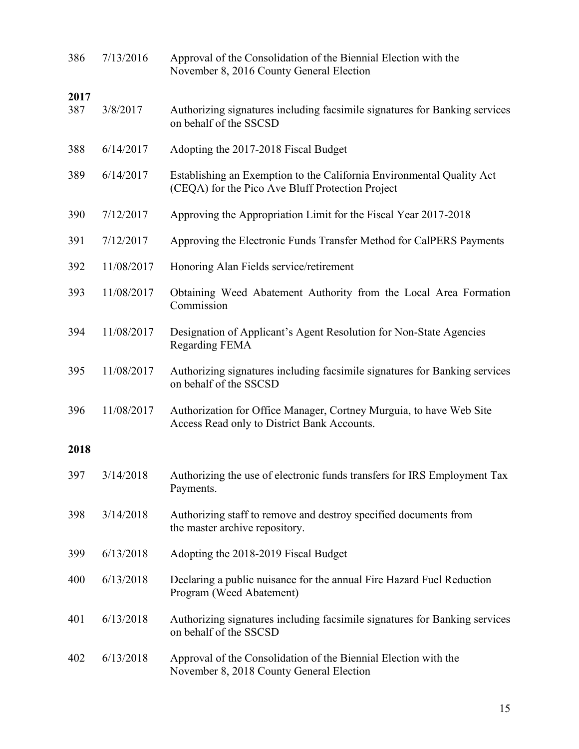| | | |
|---|---|---|
| 386 | 7/13/2016 | Approval of the Consolidation of the Biennial Election with the November 8, 2016 County General Election |

**2017**

| | | |
|---|---|---|
| 387 | 3/8/2017 | Authorizing signatures including facsimile signatures for Banking services on behalf of the SSCSD |
| 388 | 6/14/2017 | Adopting the 2017-2018 Fiscal Budget |
| 389 | 6/14/2017 | Establishing an Exemption to the California Environmental Quality Act (CEQA) for the Pico Ave Bluff Protection Project |
| 390 | 7/12/2017 | Approving the Appropriation Limit for the Fiscal Year 2017-2018 |
| 391 | 7/12/2017 | Approving the Electronic Funds Transfer Method for CalPERS Payments |
| 392 | 11/08/2017 | Honoring Alan Fields service/retirement |
| 393 | 11/08/2017 | Obtaining Weed Abatement Authority from the Local Area Formation Commission |
| 394 | 11/08/2017 | Designation of Applicant's Agent Resolution for Non-State Agencies Regarding FEMA |
| 395 | 11/08/2017 | Authorizing signatures including facsimile signatures for Banking services on behalf of the SSCSD |
| 396 | 11/08/2017 | Authorization for Office Manager, Cortney Murguia, to have Web Site Access Read only to District Bank Accounts. |

**2018**

| | | |
|---|---|---|
| 397 | 3/14/2018 | Authorizing the use of electronic funds transfers for IRS Employment Tax Payments. |
| 398 | 3/14/2018 | Authorizing staff to remove and destroy specified documents from the master archive repository. |
| 399 | 6/13/2018 | Adopting the 2018-2019 Fiscal Budget |
| 400 | 6/13/2018 | Declaring a public nuisance for the annual Fire Hazard Fuel Reduction Program (Weed Abatement) |
| 401 | 6/13/2018 | Authorizing signatures including facsimile signatures for Banking services on behalf of the SSCSD |
| 402 | 6/13/2018 | Approval of the Consolidation of the Biennial Election with the November 8, 2018 County General Election |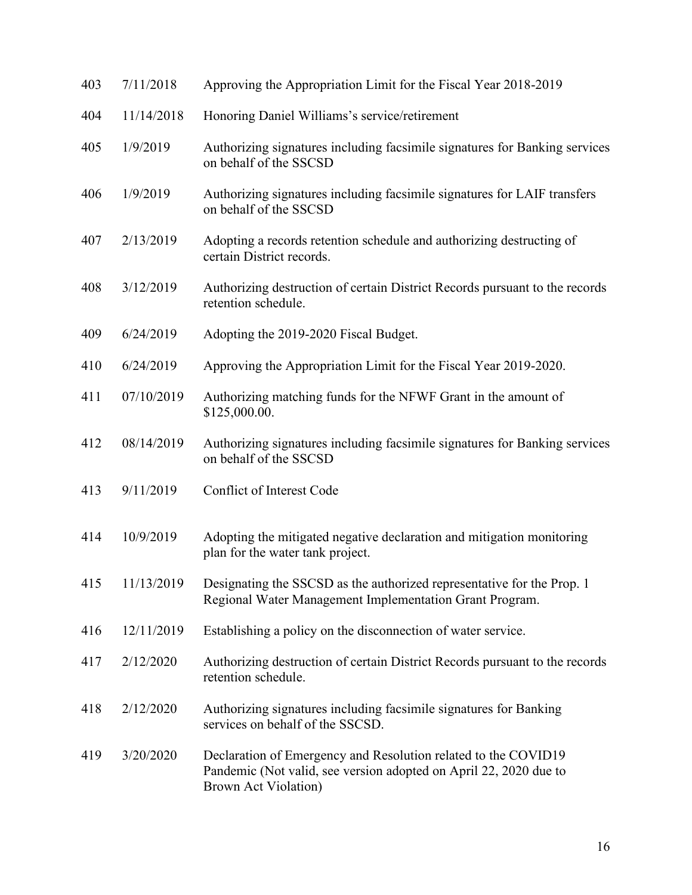| | | |
|---|---|---|
| 403 | 7/11/2018 | Approving the Appropriation Limit for the Fiscal Year 2018-2019 |
| 404 | 11/14/2018 | Honoring Daniel Williams's service/retirement |
| 405 | 1/9/2019 | Authorizing signatures including facsimile signatures for Banking services on behalf of the SSCSD |
| 406 | 1/9/2019 | Authorizing signatures including facsimile signatures for LAIF transfers on behalf of the SSCSD |
| 407 | 2/13/2019 | Adopting a records retention schedule and authorizing destructing of certain District records. |
| 408 | 3/12/2019 | Authorizing destruction of certain District Records pursuant to the records retention schedule. |
| 409 | 6/24/2019 | Adopting the 2019-2020 Fiscal Budget. |
| 410 | 6/24/2019 | Approving the Appropriation Limit for the Fiscal Year 2019-2020. |
| 411 | 07/10/2019 | Authorizing matching funds for the NFWF Grant in the amount of $125,000.00. |
| 412 | 08/14/2019 | Authorizing signatures including facsimile signatures for Banking services on behalf of the SSCSD |
| 413 | 9/11/2019 | Conflict of Interest Code |
| 414 | 10/9/2019 | Adopting the mitigated negative declaration and mitigation monitoring plan for the water tank project. |
| 415 | 11/13/2019 | Designating the SSCSD as the authorized representative for the Prop. 1 Regional Water Management Implementation Grant Program. |
| 416 | 12/11/2019 | Establishing a policy on the disconnection of water service. |
| 417 | 2/12/2020 | Authorizing destruction of certain District Records pursuant to the records retention schedule. |
| 418 | 2/12/2020 | Authorizing signatures including facsimile signatures for Banking services on behalf of the SSCSD. |
| 419 | 3/20/2020 | Declaration of Emergency and Resolution related to the COVID19 Pandemic (Not valid, see version adopted on April 22, 2020 due to Brown Act Violation) |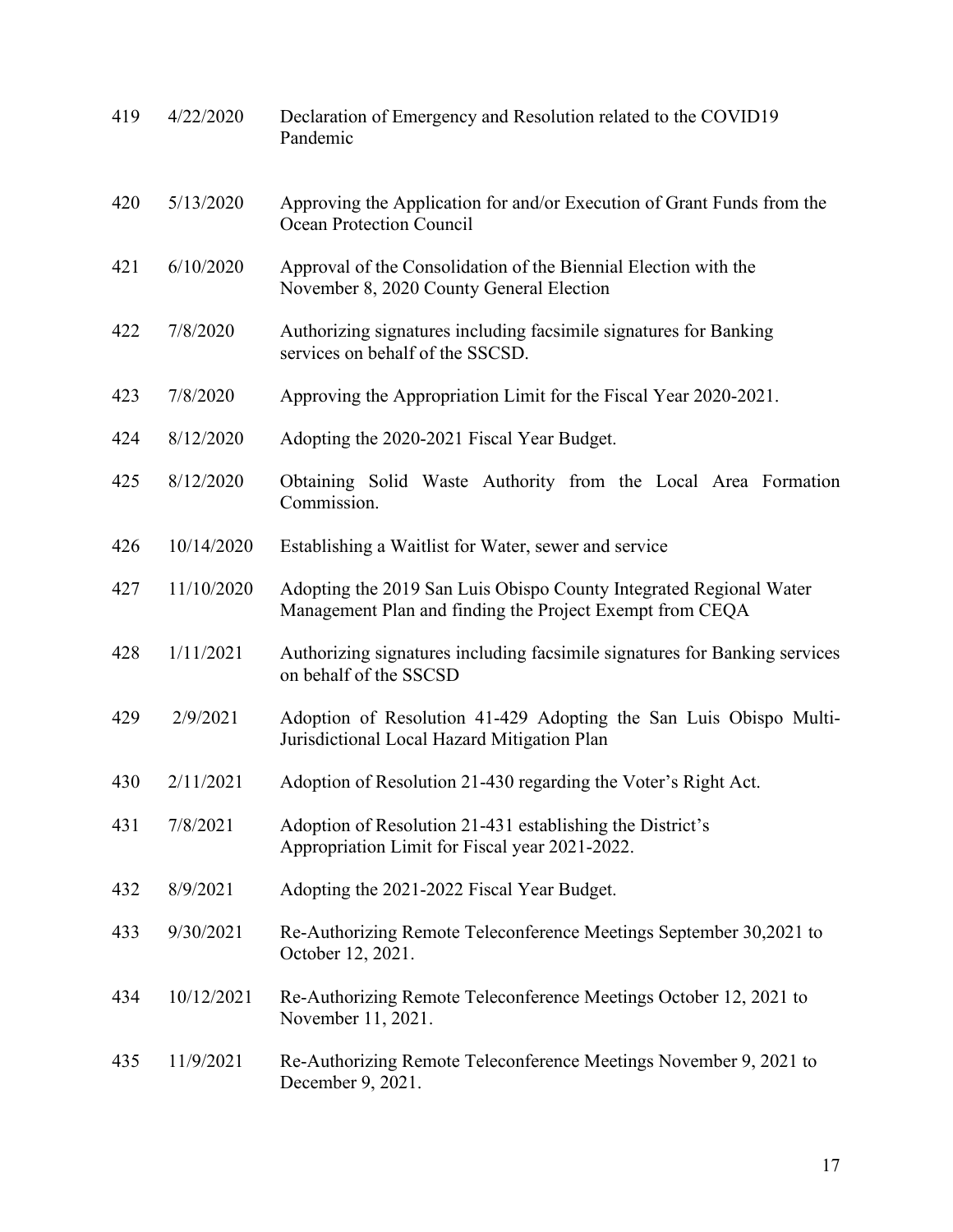| | | |
|---|---|---|
| 419 | 4/22/2020 | Declaration of Emergency and Resolution related to the COVID19 Pandemic |
| 420 | 5/13/2020 | Approving the Application for and/or Execution of Grant Funds from the Ocean Protection Council |
| 421 | 6/10/2020 | Approval of the Consolidation of the Biennial Election with the November 8, 2020 County General Election |
| 422 | 7/8/2020 | Authorizing signatures including facsimile signatures for Banking services on behalf of the SSCSD. |
| 423 | 7/8/2020 | Approving the Appropriation Limit for the Fiscal Year 2020-2021. |
| 424 | 8/12/2020 | Adopting the 2020-2021 Fiscal Year Budget. |
| 425 | 8/12/2020 | Obtaining Solid Waste Authority from the Local Area Formation Commission. |
| 426 | 10/14/2020 | Establishing a Waitlist for Water, sewer and service |
| 427 | 11/10/2020 | Adopting the 2019 San Luis Obispo County Integrated Regional Water Management Plan and finding the Project Exempt from CEQA |
| 428 | 1/11/2021 | Authorizing signatures including facsimile signatures for Banking services on behalf of the SSCSD |
| 429 | 2/9/2021 | Adoption of Resolution 41-429 Adopting the San Luis Obispo Multi-Jurisdictional Local Hazard Mitigation Plan |
| 430 | 2/11/2021 | Adoption of Resolution 21-430 regarding the Voter's Right Act. |
| 431 | 7/8/2021 | Adoption of Resolution 21-431 establishing the District's Appropriation Limit for Fiscal year 2021-2022. |
| 432 | 8/9/2021 | Adopting the 2021-2022 Fiscal Year Budget. |
| 433 | 9/30/2021 | Re-Authorizing Remote Teleconference Meetings September 30,2021 to October 12, 2021. |
| 434 | 10/12/2021 | Re-Authorizing Remote Teleconference Meetings October 12, 2021 to November 11, 2021. |
| 435 | 11/9/2021 | Re-Authorizing Remote Teleconference Meetings November 9, 2021 to December 9, 2021. |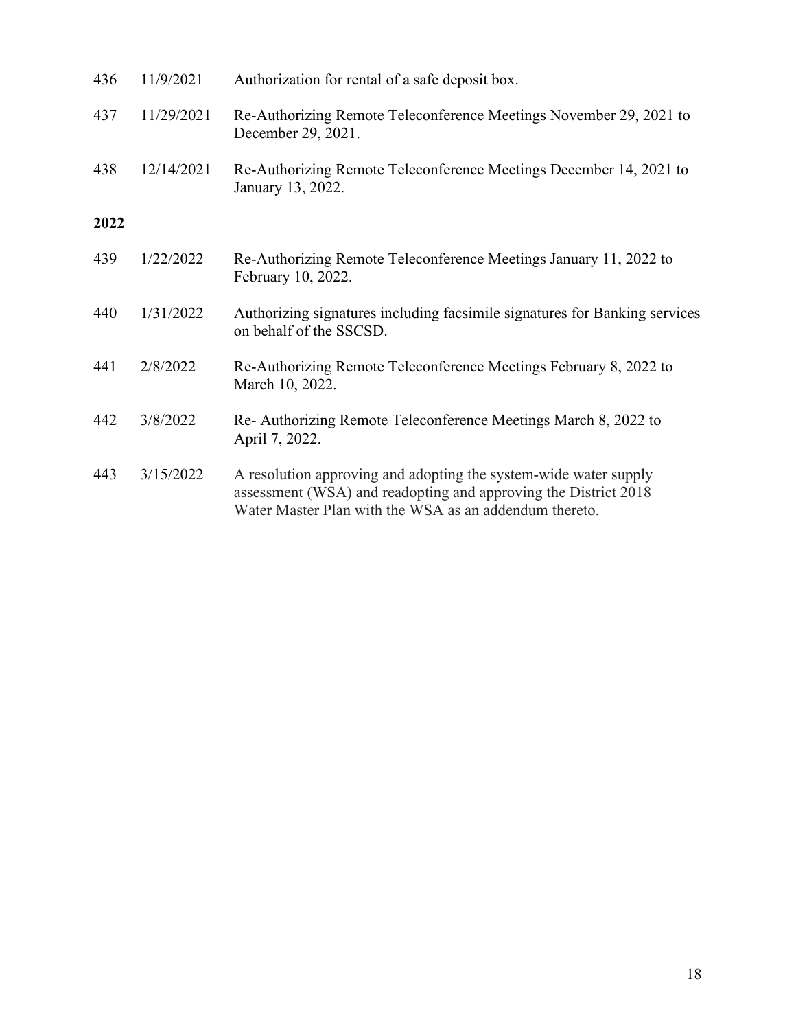| | | |
|---|---|---|
| 436 | 11/9/2021 | Authorization for rental of a safe deposit box. |
| 437 | 11/29/2021 | Re-Authorizing Remote Teleconference Meetings November 29, 2021 to December 29, 2021. |
| 438 | 12/14/2021 | Re-Authorizing Remote Teleconference Meetings December 14, 2021 to January 13, 2022. |

**2022**

| | | |
|---|---|---|
| 439 | 1/22/2022 | Re-Authorizing Remote Teleconference Meetings January 11, 2022 to February 10, 2022. |
| 440 | 1/31/2022 | Authorizing signatures including facsimile signatures for Banking services on behalf of the SSCSD. |
| 441 | 2/8/2022 | Re-Authorizing Remote Teleconference Meetings February 8, 2022 to March 10, 2022. |
| 442 | 3/8/2022 | Re- Authorizing Remote Teleconference Meetings March 8, 2022 to April 7, 2022. |
| 443 | 3/15/2022 | A resolution approving and adopting the system-wide water supply assessment (WSA) and readopting and approving the District 2018 Water Master Plan with the WSA as an addendum thereto. |